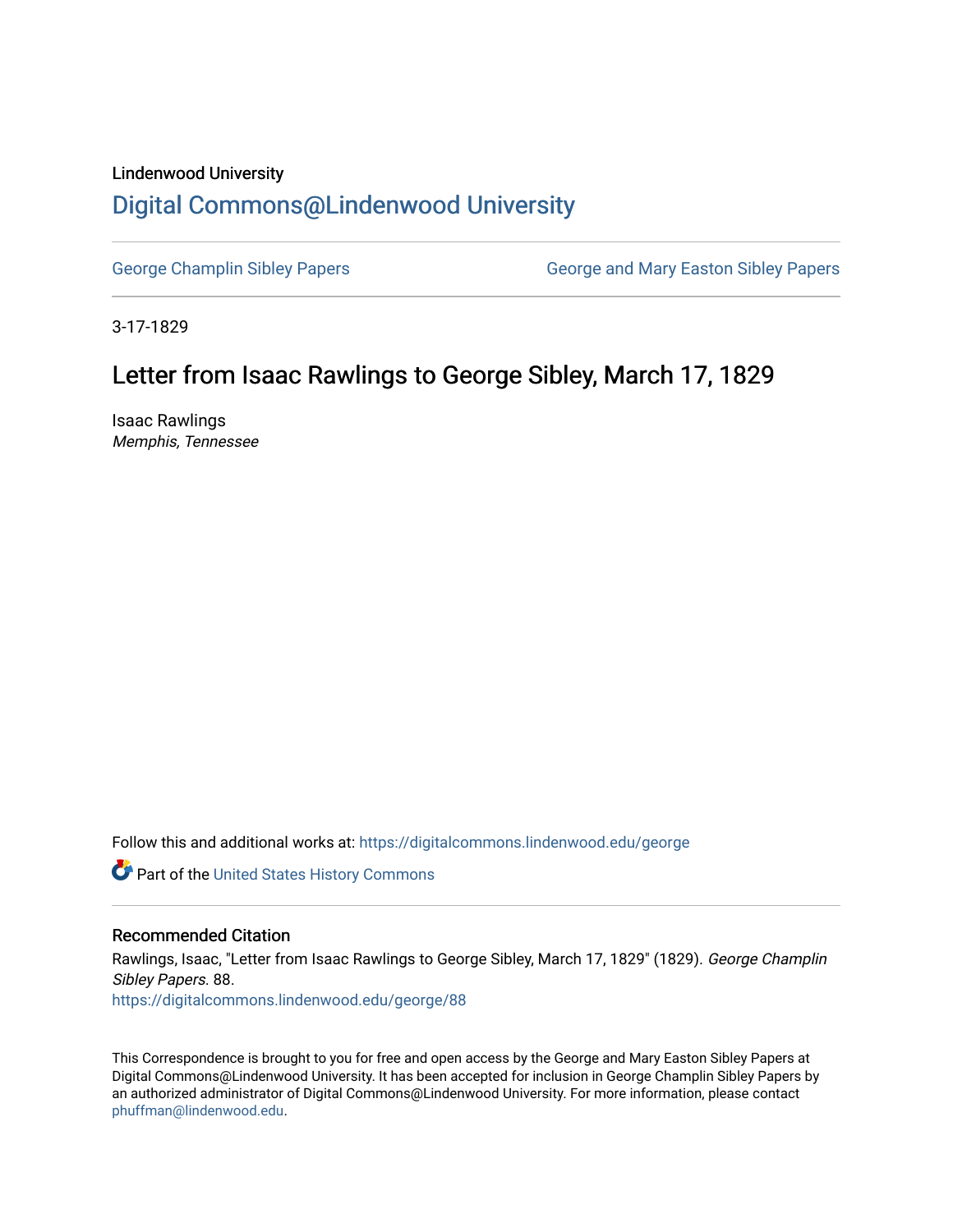Lindenwood University

# Digital Commons@Lindenwood University

George Champlin Sibley Papers | George and Mary Easton Sibley Papers

3-17-1829

## Letter from Isaac Rawlings to George Sibley, March 17, 1829

Isaac Rawlings

*Memphis, Tennessee*

Follow this and additional works at: https://digitalcommons.lindenwood.edu/george

Part of the United States History Commons

### Recommended Citation

Rawlings, Isaac, "Letter from Isaac Rawlings to George Sibley, March 17, 1829" (1829). *George Champlin Sibley Papers*. 88.
https://digitalcommons.lindenwood.edu/george/88

This Correspondence is brought to you for free and open access by the George and Mary Easton Sibley Papers at Digital Commons@Lindenwood University. It has been accepted for inclusion in George Champlin Sibley Papers by an authorized administrator of Digital Commons@Lindenwood University. For more information, please contact phuffman@lindenwood.edu.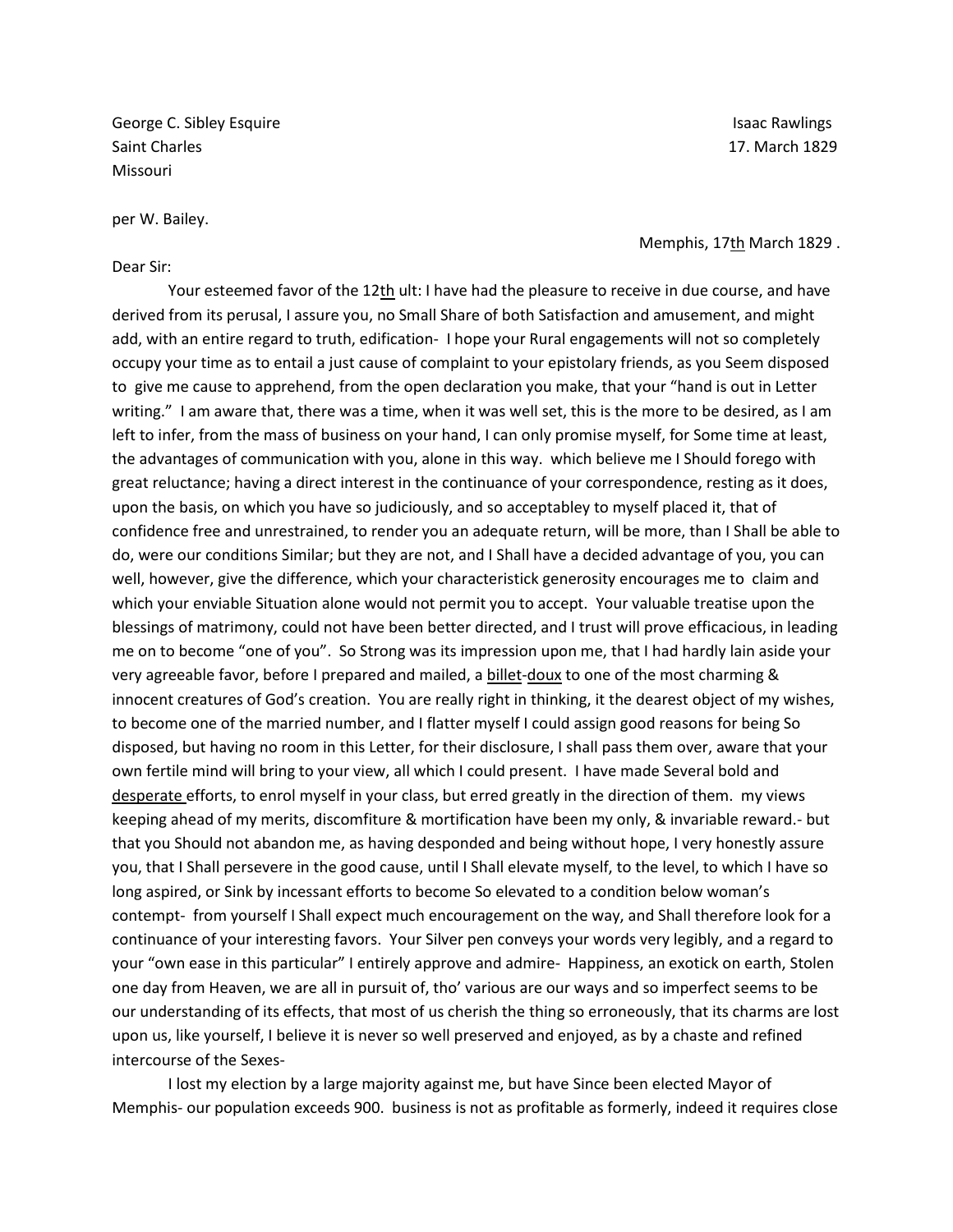George C. Sibley Esquire  
Saint Charles  
Missouri

Isaac Rawlings  
17. March 1829

per W. Bailey.

Memphis, 17th March 1829 .

Dear Sir:

Your esteemed favor of the 12th ult: I have had the pleasure to receive in due course, and have derived from its perusal, I assure you, no Small Share of both Satisfaction and amusement, and might add, with an entire regard to truth, edification- I hope your Rural engagements will not so completely occupy your time as to entail a just cause of complaint to your epistolary friends, as you Seem disposed to give me cause to apprehend, from the open declaration you make, that your "hand is out in Letter writing." I am aware that, there was a time, when it was well set, this is the more to be desired, as I am left to infer, from the mass of business on your hand, I can only promise myself, for Some time at least, the advantages of communication with you, alone in this way. which believe me I Should forego with great reluctance; having a direct interest in the continuance of your correspondence, resting as it does, upon the basis, on which you have so judiciously, and so acceptabley to myself placed it, that of confidence free and unrestrained, to render you an adequate return, will be more, than I Shall be able to do, were our conditions Similar; but they are not, and I Shall have a decided advantage of you, you can well, however, give the difference, which your characteristick generosity encourages me to claim and which your enviable Situation alone would not permit you to accept. Your valuable treatise upon the blessings of matrimony, could not have been better directed, and I trust will prove efficacious, in leading me on to become "one of you". So Strong was its impression upon me, that I had hardly lain aside your very agreeable favor, before I prepared and mailed, a billet-doux to one of the most charming & innocent creatures of God's creation. You are really right in thinking, it the dearest object of my wishes, to become one of the married number, and I flatter myself I could assign good reasons for being So disposed, but having no room in this Letter, for their disclosure, I shall pass them over, aware that your own fertile mind will bring to your view, all which I could present. I have made Several bold and desperate efforts, to enrol myself in your class, but erred greatly in the direction of them. my views keeping ahead of my merits, discomfiture & mortification have been my only, & invariable reward.- but that you Should not abandon me, as having desponded and being without hope, I very honestly assure you, that I Shall persevere in the good cause, until I Shall elevate myself, to the level, to which I have so long aspired, or Sink by incessant efforts to become So elevated to a condition below woman's contempt- from yourself I Shall expect much encouragement on the way, and Shall therefore look for a continuance of your interesting favors. Your Silver pen conveys your words very legibly, and a regard to your "own ease in this particular" I entirely approve and admire- Happiness, an exotick on earth, Stolen one day from Heaven, we are all in pursuit of, tho' various are our ways and so imperfect seems to be our understanding of its effects, that most of us cherish the thing so erroneously, that its charms are lost upon us, like yourself, I believe it is never so well preserved and enjoyed, as by a chaste and refined intercourse of the Sexes-

I lost my election by a large majority against me, but have Since been elected Mayor of Memphis- our population exceeds 900. business is not as profitable as formerly, indeed it requires close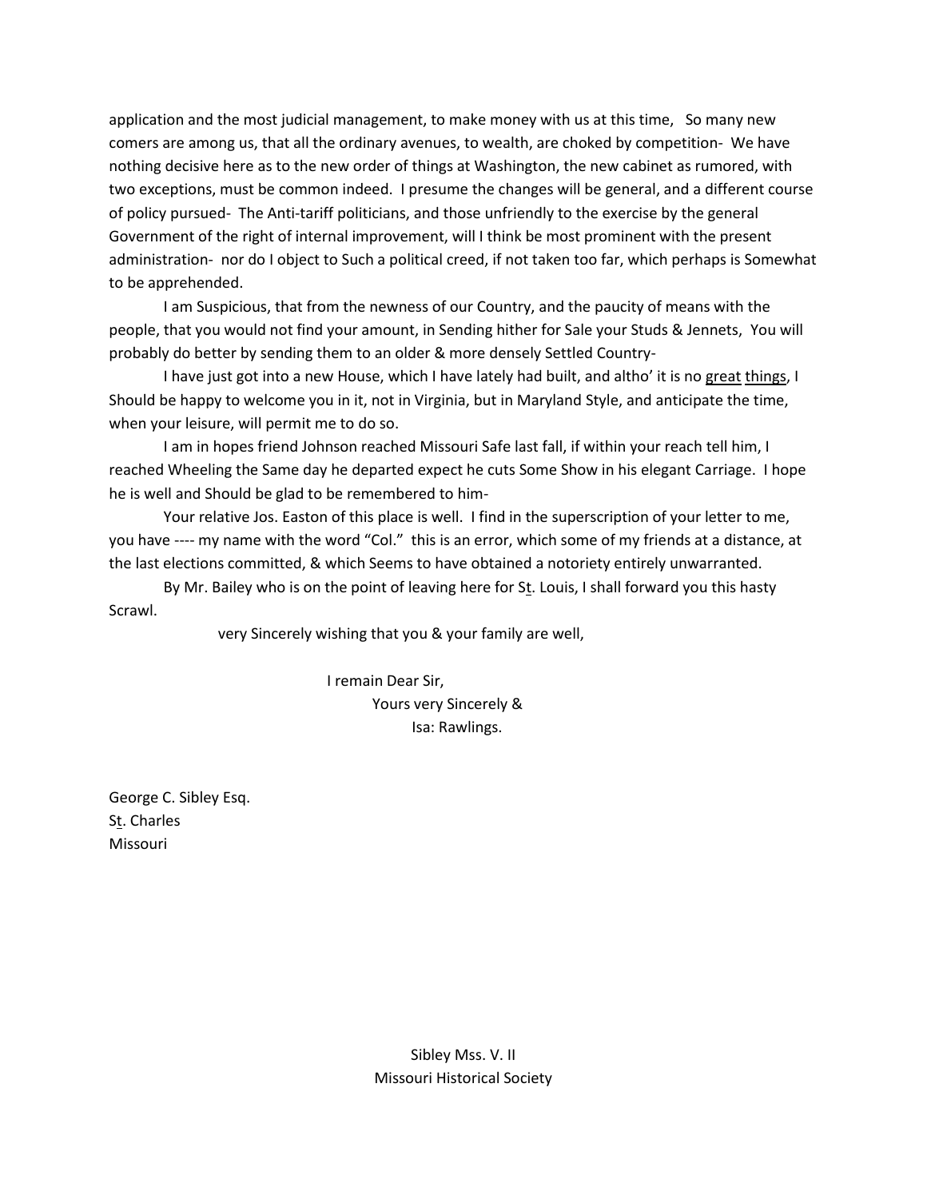application and the most judicial management, to make money with us at this time, So many new comers are among us, that all the ordinary avenues, to wealth, are choked by competition- We have nothing decisive here as to the new order of things at Washington, the new cabinet as rumored, with two exceptions, must be common indeed. I presume the changes will be general, and a different course of policy pursued- The Anti-tariff politicians, and those unfriendly to the exercise by the general Government of the right of internal improvement, will I think be most prominent with the present administration- nor do I object to Such a political creed, if not taken too far, which perhaps is Somewhat to be apprehended.

I am Suspicious, that from the newness of our Country, and the paucity of means with the people, that you would not find your amount, in Sending hither for Sale your Studs & Jennets, You will probably do better by sending them to an older & more densely Settled Country-

I have just got into a new House, which I have lately had built, and altho' it is no <u>great</u> <u>things</u>, I Should be happy to welcome you in it, not in Virginia, but in Maryland Style, and anticipate the time, when your leisure, will permit me to do so.

I am in hopes friend Johnson reached Missouri Safe last fall, if within your reach tell him, I reached Wheeling the Same day he departed expect he cuts Some Show in his elegant Carriage. I hope he is well and Should be glad to be remembered to him-

Your relative Jos. Easton of this place is well. I find in the superscription of your letter to me, you have ---- my name with the word "Col." this is an error, which some of my friends at a distance, at the last elections committed, & which Seems to have obtained a notoriety entirely unwarranted.

By Mr. Bailey who is on the point of leaving here for S<u>t</u>. Louis, I shall forward you this hasty Scrawl.

very Sincerely wishing that you & your family are well,

I remain Dear Sir,
Yours very Sincerely &
Isa: Rawlings.

George C. Sibley Esq.
S<u>t</u>. Charles
Missouri

Sibley Mss. V. II
Missouri Historical Society